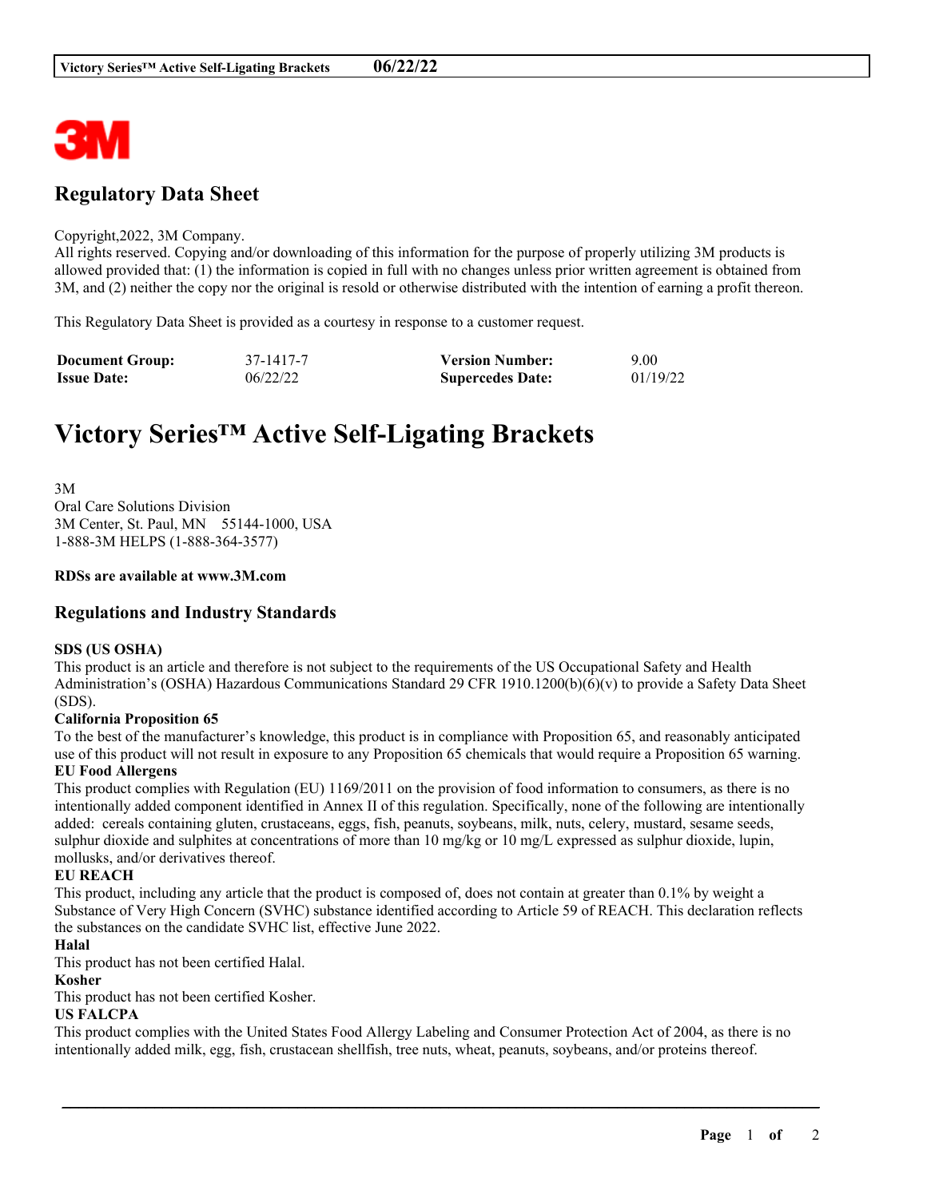# Regulatory Data Sheet

Copyright,2022, 3M Company.
All rights reserved. Copying and/or downloading of this information for the purpose of properly utilizing 3M products is allowed provided that: (1) the information is copied in full with no changes unless prior written agreement is obtained from 3M, and (2) neither the copy nor the original is resold or otherwise distributed with the intention of earning a profit thereon.

This Regulatory Data Sheet is provided as a courtesy in response to a customer request.

| **Document Group:** | 37-1417-7 | **Version Number:** | 9.00 |
|---|---|---|---|
| **Issue Date:** | 06/22/22 | **Supercedes Date:** | 01/19/22 |

# Victory Series™ Active Self-Ligating Brackets

3M
Oral Care Solutions Division
3M Center, St. Paul, MN 55144-1000, USA
1-888-3M HELPS (1-888-364-3577)

**RDSs are available at www.3M.com**

## Regulations and Industry Standards

**SDS (US OSHA)**
This product is an article and therefore is not subject to the requirements of the US Occupational Safety and Health Administration's (OSHA) Hazardous Communications Standard 29 CFR 1910.1200(b)(6)(v) to provide a Safety Data Sheet (SDS).

**California Proposition 65**
To the best of the manufacturer's knowledge, this product is in compliance with Proposition 65, and reasonably anticipated use of this product will not result in exposure to any Proposition 65 chemicals that would require a Proposition 65 warning.

**EU Food Allergens**
This product complies with Regulation (EU) 1169/2011 on the provision of food information to consumers, as there is no intentionally added component identified in Annex II of this regulation. Specifically, none of the following are intentionally added: cereals containing gluten, crustaceans, eggs, fish, peanuts, soybeans, milk, nuts, celery, mustard, sesame seeds, sulphur dioxide and sulphites at concentrations of more than 10 mg/kg or 10 mg/L expressed as sulphur dioxide, lupin, mollusks, and/or derivatives thereof.

**EU REACH**
This product, including any article that the product is composed of, does not contain at greater than 0.1% by weight a Substance of Very High Concern (SVHC) substance identified according to Article 59 of REACH. This declaration reflects the substances on the candidate SVHC list, effective June 2022.

**Halal**
This product has not been certified Halal.

**Kosher**
This product has not been certified Kosher.

**US FALCPA**
This product complies with the United States Food Allergy Labeling and Consumer Protection Act of 2004, as there is no intentionally added milk, egg, fish, crustacean shellfish, tree nuts, wheat, peanuts, soybeans, and/or proteins thereof.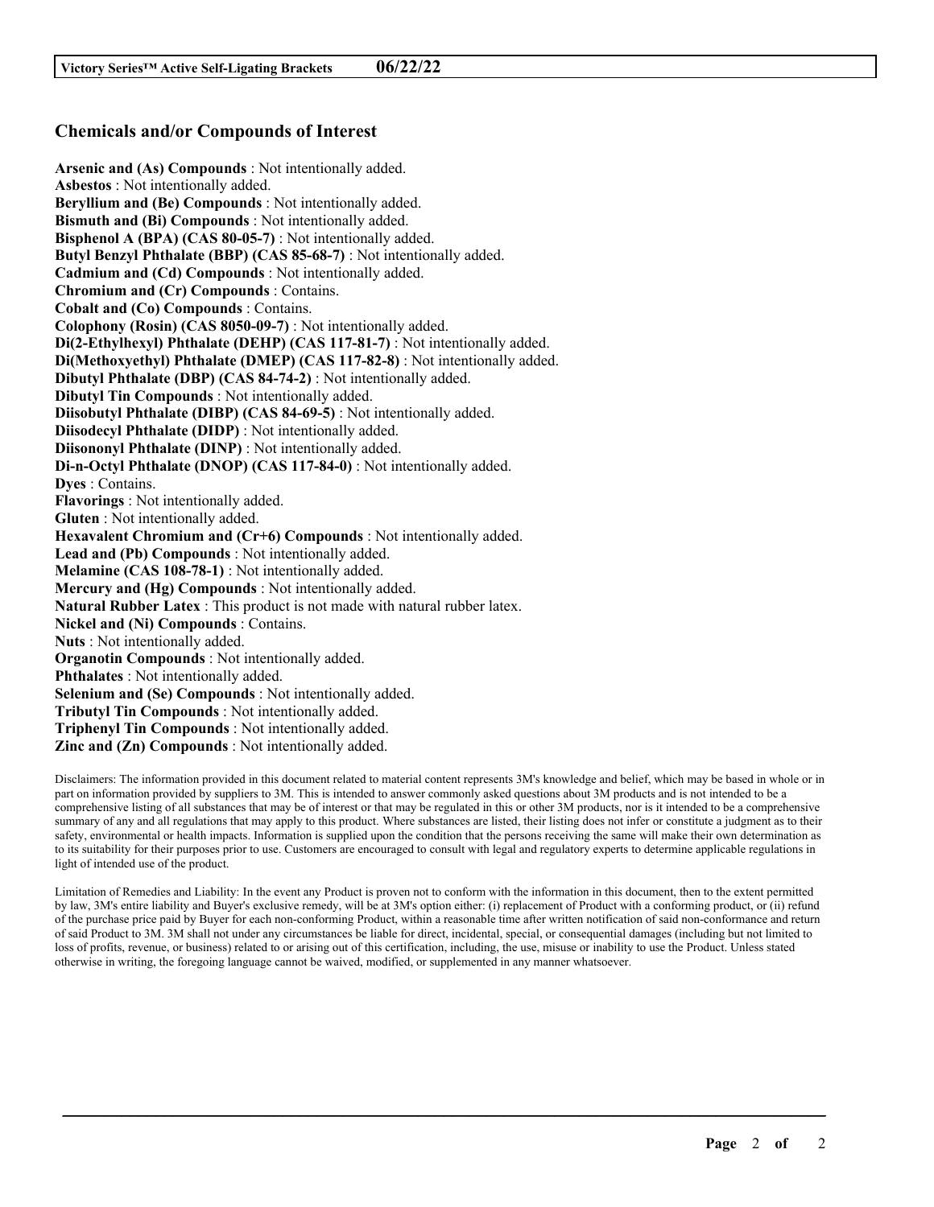## Chemicals and/or Compounds of Interest

**Arsenic and (As) Compounds** : Not intentionally added.
**Asbestos** : Not intentionally added.
**Beryllium and (Be) Compounds** : Not intentionally added.
**Bismuth and (Bi) Compounds** : Not intentionally added.
**Bisphenol A (BPA) (CAS 80-05-7)** : Not intentionally added.
**Butyl Benzyl Phthalate (BBP) (CAS 85-68-7)** : Not intentionally added.
**Cadmium and (Cd) Compounds** : Not intentionally added.
**Chromium and (Cr) Compounds** : Contains.
**Cobalt and (Co) Compounds** : Contains.
**Colophony (Rosin) (CAS 8050-09-7)** : Not intentionally added.
**Di(2-Ethylhexyl) Phthalate (DEHP) (CAS 117-81-7)** : Not intentionally added.
**Di(Methoxyethyl) Phthalate (DMEP) (CAS 117-82-8)** : Not intentionally added.
**Dibutyl Phthalate (DBP) (CAS 84-74-2)** : Not intentionally added.
**Dibutyl Tin Compounds** : Not intentionally added.
**Diisobutyl Phthalate (DIBP) (CAS 84-69-5)** : Not intentionally added.
**Diisodecyl Phthalate (DIDP)** : Not intentionally added.
**Diisononyl Phthalate (DINP)** : Not intentionally added.
**Di-n-Octyl Phthalate (DNOP) (CAS 117-84-0)** : Not intentionally added.
**Dyes** : Contains.
**Flavorings** : Not intentionally added.
**Gluten** : Not intentionally added.
**Hexavalent Chromium and (Cr+6) Compounds** : Not intentionally added.
**Lead and (Pb) Compounds** : Not intentionally added.
**Melamine (CAS 108-78-1)** : Not intentionally added.
**Mercury and (Hg) Compounds** : Not intentionally added.
**Natural Rubber Latex** : This product is not made with natural rubber latex.
**Nickel and (Ni) Compounds** : Contains.
**Nuts** : Not intentionally added.
**Organotin Compounds** : Not intentionally added.
**Phthalates** : Not intentionally added.
**Selenium and (Se) Compounds** : Not intentionally added.
**Tributyl Tin Compounds** : Not intentionally added.
**Triphenyl Tin Compounds** : Not intentionally added.
**Zinc and (Zn) Compounds** : Not intentionally added.

Disclaimers: The information provided in this document related to material content represents 3M's knowledge and belief, which may be based in whole or in part on information provided by suppliers to 3M. This is intended to answer commonly asked questions about 3M products and is not intended to be a comprehensive listing of all substances that may be of interest or that may be regulated in this or other 3M products, nor is it intended to be a comprehensive summary of any and all regulations that may apply to this product. Where substances are listed, their listing does not infer or constitute a judgment as to their safety, environmental or health impacts. Information is supplied upon the condition that the persons receiving the same will make their own determination as to its suitability for their purposes prior to use. Customers are encouraged to consult with legal and regulatory experts to determine applicable regulations in light of intended use of the product.

Limitation of Remedies and Liability: In the event any Product is proven not to conform with the information in this document, then to the extent permitted by law, 3M's entire liability and Buyer's exclusive remedy, will be at 3M's option either: (i) replacement of Product with a conforming product, or (ii) refund of the purchase price paid by Buyer for each non-conforming Product, within a reasonable time after written notification of said non-conformance and return of said Product to 3M. 3M shall not under any circumstances be liable for direct, incidental, special, or consequential damages (including but not limited to loss of profits, revenue, or business) related to or arising out of this certification, including, the use, misuse or inability to use the Product. Unless stated otherwise in writing, the foregoing language cannot be waived, modified, or supplemented in any manner whatsoever.